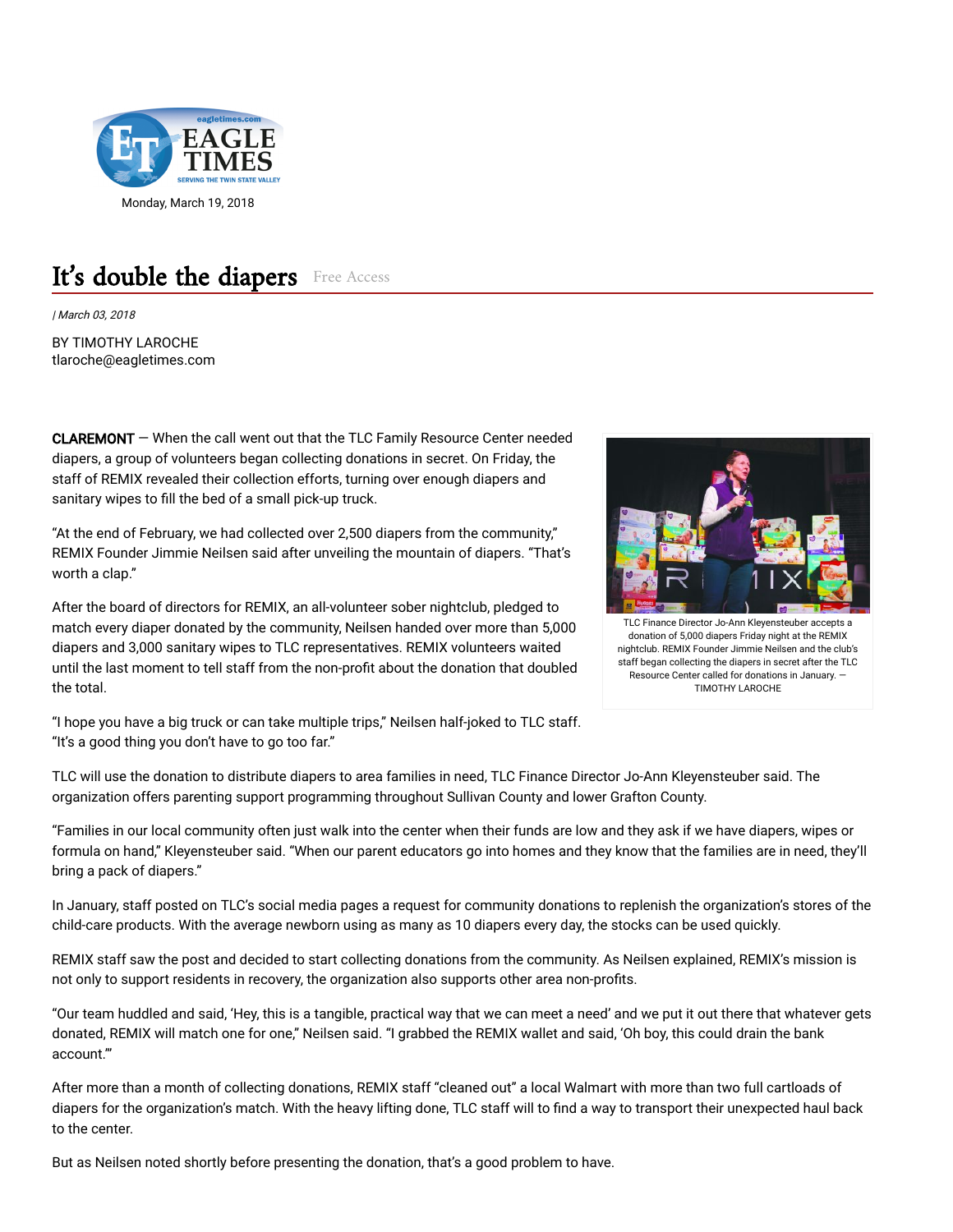Monday, March 19, 2018

# It's double the diapers

Free Access

| *March 03, 2018*

BY TIMOTHY LAROCHE
tlaroche@eagletimes.com

CLAREMONT — When the call went out that the TLC Family Resource Center needed diapers, a group of volunteers began collecting donations in secret. On Friday, the staff of REMIX revealed their collection efforts, turning over enough diapers and sanitary wipes to fill the bed of a small pick-up truck.

"At the end of February, we had collected over 2,500 diapers from the community," REMIX Founder Jimmie Neilsen said after unveiling the mountain of diapers. "That's worth a clap."

After the board of directors for REMIX, an all-volunteer sober nightclub, pledged to match every diaper donated by the community, Neilsen handed over more than 5,000 diapers and 3,000 sanitary wipes to TLC representatives. REMIX volunteers waited until the last moment to tell staff from the non-profit about the donation that doubled the total.

"I hope you have a big truck or can take multiple trips," Neilsen half-joked to TLC staff. "It's a good thing you don't have to go too far."

TLC Finance Director Jo-Ann Kleyensteuber accepts a donation of 5,000 diapers Friday night at the REMIX nightclub. REMIX Founder Jimmie Neilsen and the club's staff began collecting the diapers in secret after the TLC Resource Center called for donations in January. — TIMOTHY LAROCHE

TLC will use the donation to distribute diapers to area families in need, TLC Finance Director Jo-Ann Kleyensteuber said. The organization offers parenting support programming throughout Sullivan County and lower Grafton County.

"Families in our local community often just walk into the center when their funds are low and they ask if we have diapers, wipes or formula on hand," Kleyensteuber said. "When our parent educators go into homes and they know that the families are in need, they'll bring a pack of diapers."

In January, staff posted on TLC's social media pages a request for community donations to replenish the organization's stores of the child-care products. With the average newborn using as many as 10 diapers every day, the stocks can be used quickly.

REMIX staff saw the post and decided to start collecting donations from the community. As Neilsen explained, REMIX's mission is not only to support residents in recovery, the organization also supports other area non-profits.

"Our team huddled and said, 'Hey, this is a tangible, practical way that we can meet a need' and we put it out there that whatever gets donated, REMIX will match one for one," Neilsen said. "I grabbed the REMIX wallet and said, 'Oh boy, this could drain the bank account.'"

After more than a month of collecting donations, REMIX staff "cleaned out" a local Walmart with more than two full cartloads of diapers for the organization's match. With the heavy lifting done, TLC staff will to find a way to transport their unexpected haul back to the center.

But as Neilsen noted shortly before presenting the donation, that's a good problem to have.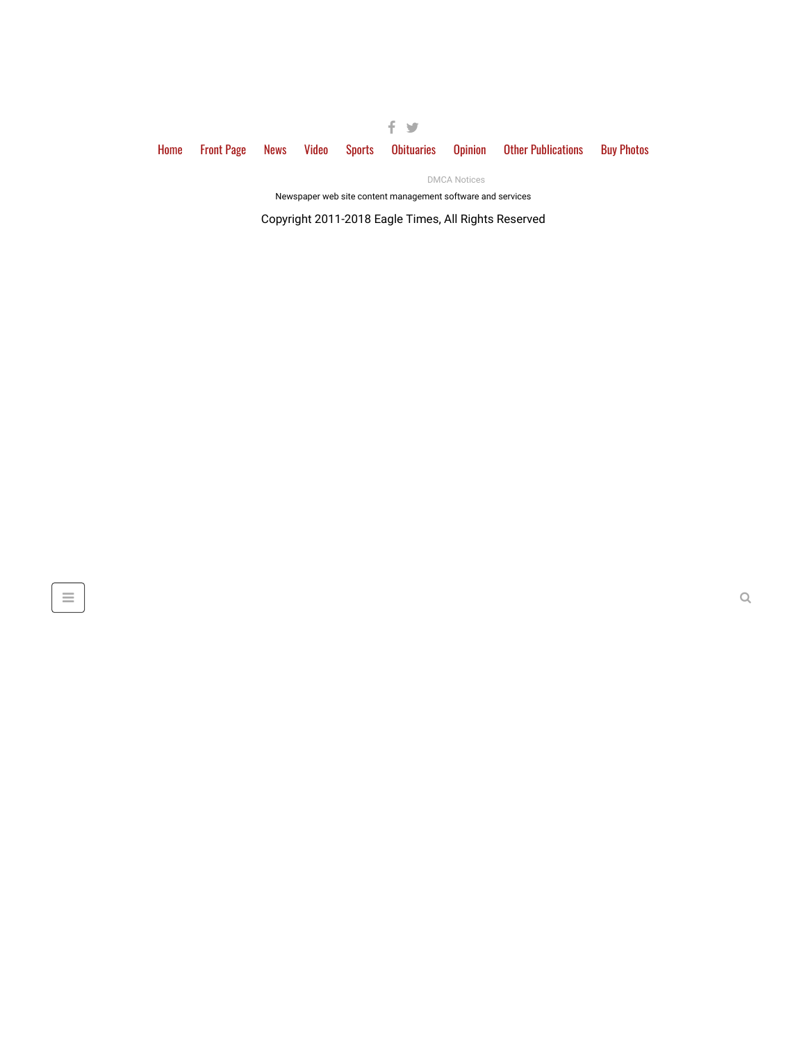Home Front Page News Video Sports Obituaries Opinion Other Publications Buy Photos

DMCA Notices

Newspaper web site content management software and services

Copyright 2011-2018 Eagle Times, All Rights Reserved